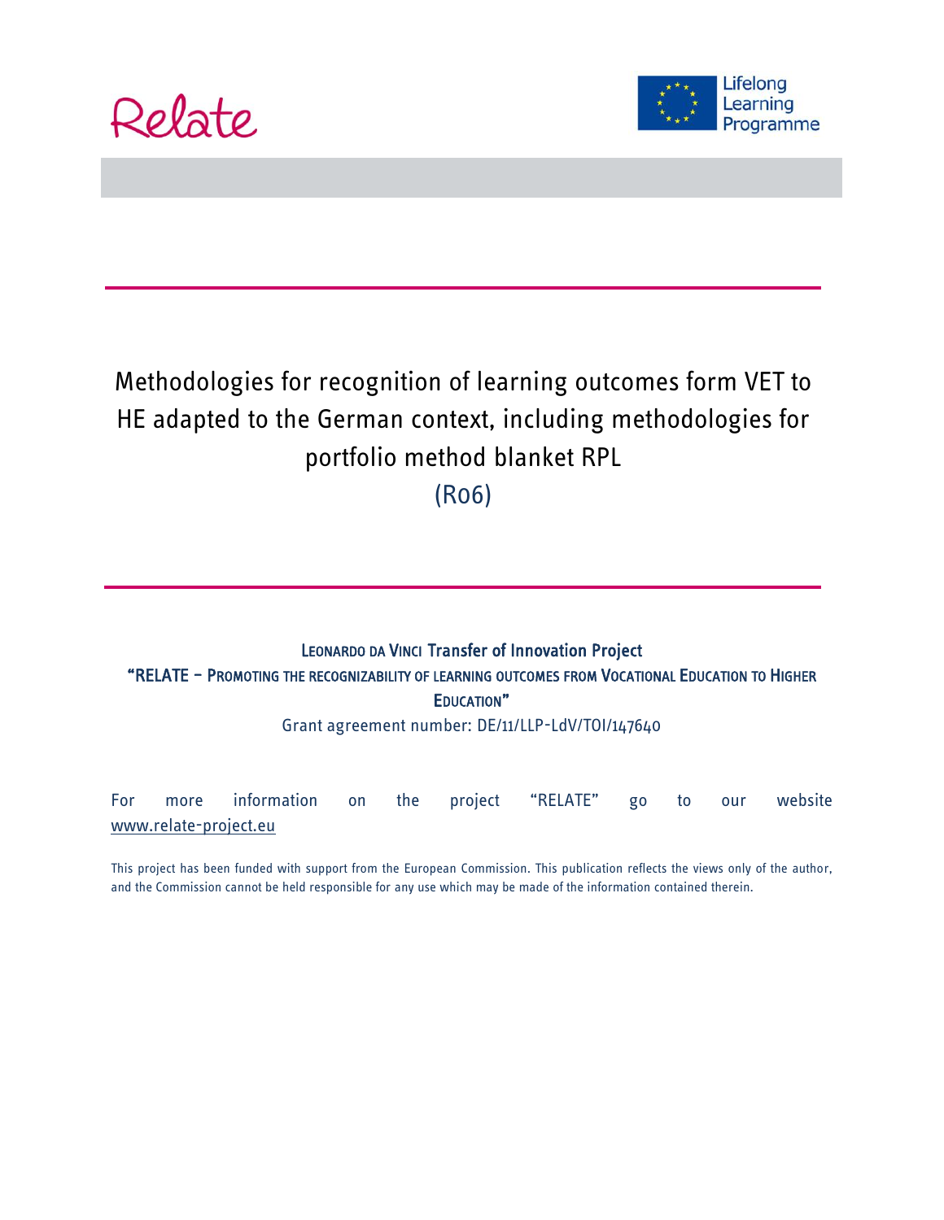Relate

Lifelong Learning Programme

# Methodologies for recognition of learning outcomes form VET to HE adapted to the German context, including methodologies for portfolio method blanket RPL

(R06)

LEONARDO DA VINCI Transfer of Innovation Project

"RELATE – PROMOTING THE RECOGNIZABILITY OF LEARNING OUTCOMES FROM VOCATIONAL EDUCATION TO HIGHER EDUCATION"

Grant agreement number: DE/11/LLP-LdV/TOI/147640

For more information on the project "RELATE" go to our website www.relate-project.eu

This project has been funded with support from the European Commission. This publication reflects the views only of the author, and the Commission cannot be held responsible for any use which may be made of the information contained therein.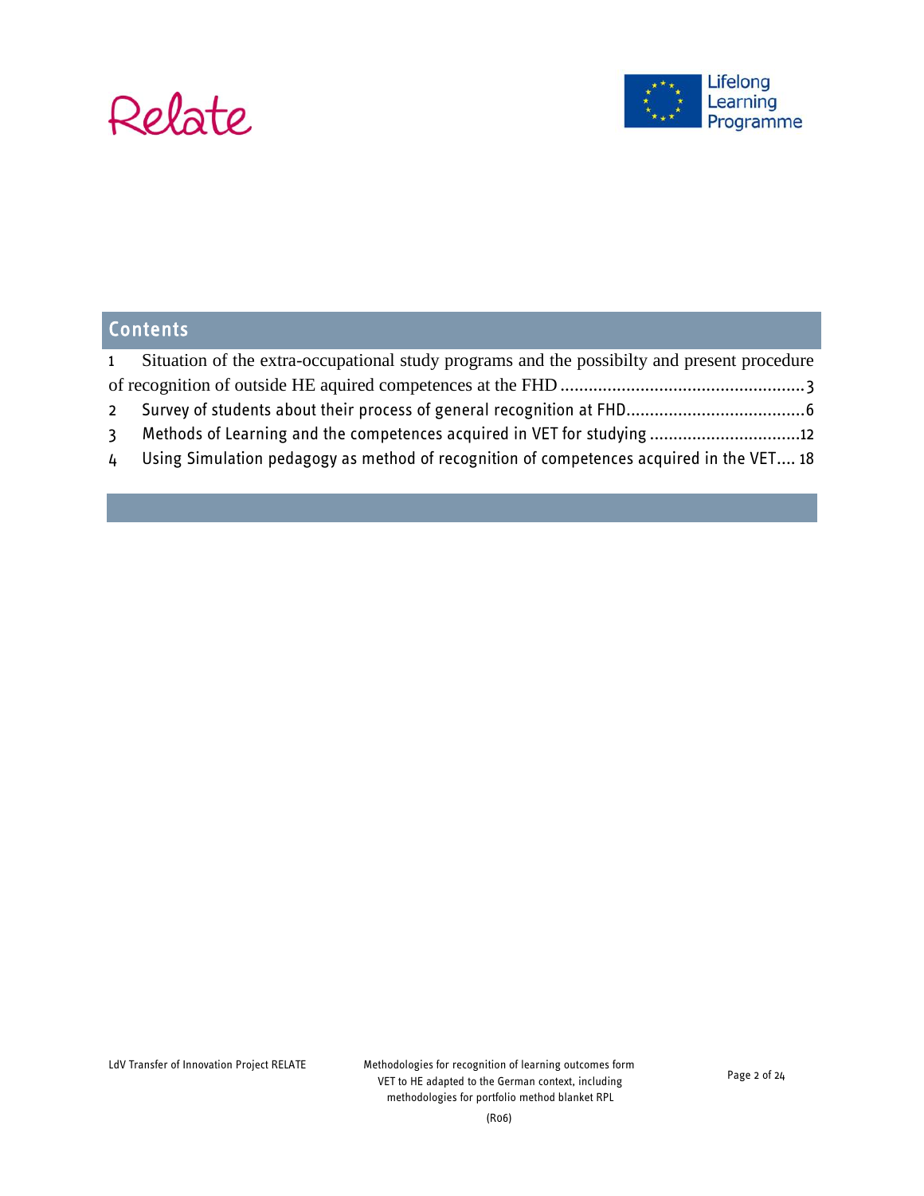## Contents

1 Situation of the extra-occupational study programs and the possibilty and present procedure of recognition of outside HE aquired competences at the FHD ..................................................3

2 Survey of students about their process of general recognition at FHD.....................................6

3 Methods of Learning and the competences acquired in VET for studying ...............................12

4 Using Simulation pedagogy as method of recognition of competences acquired in the VET.... 18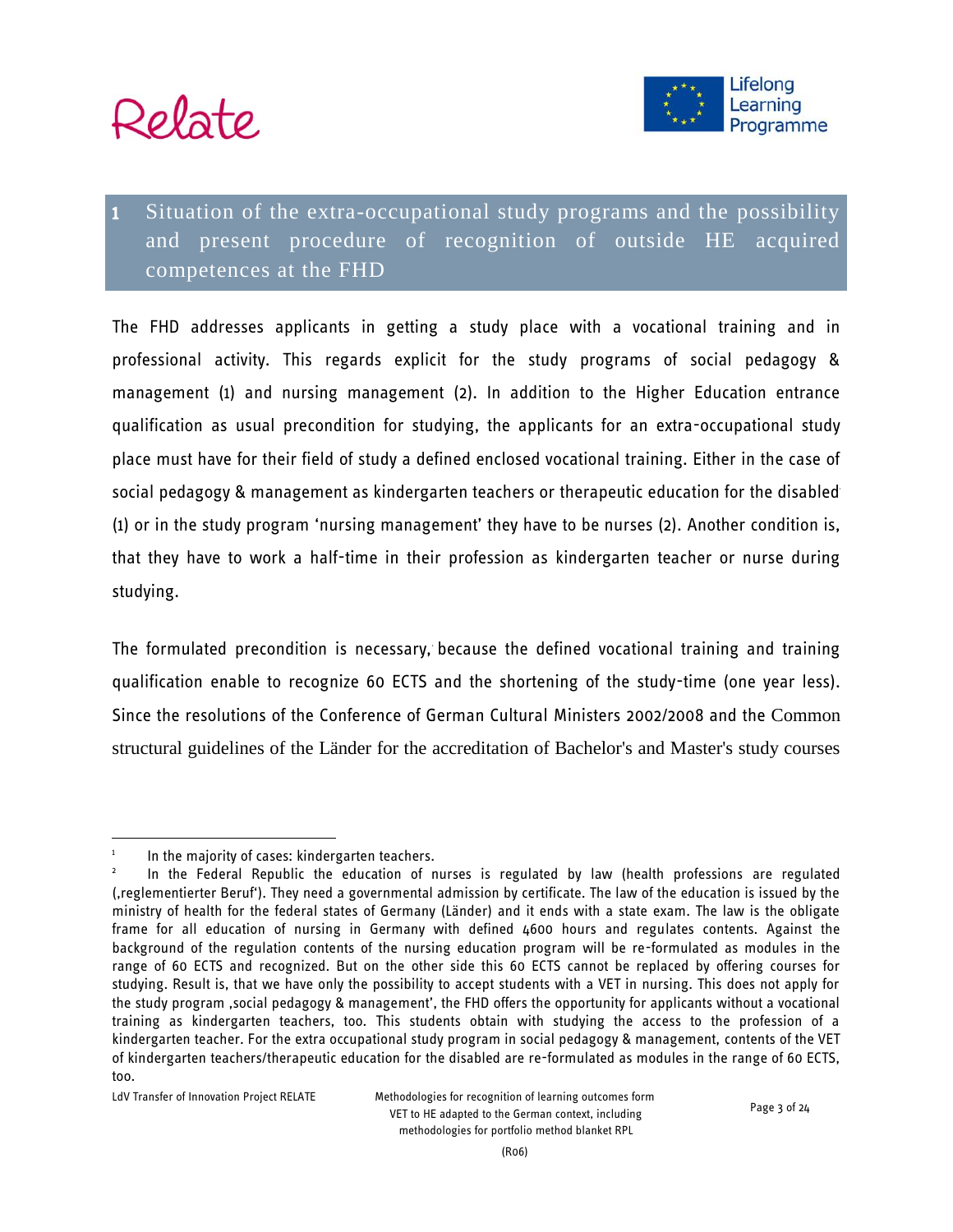# 1 Situation of the extra-occupational study programs and the possibility and present procedure of recognition of outside HE acquired competences at the FHD

The FHD addresses applicants in getting a study place with a vocational training and in professional activity. This regards explicit for the study programs of social pedagogy & management (1) and nursing management (2). In addition to the Higher Education entrance qualification as usual precondition for studying, the applicants for an extra-occupational study place must have for their field of study a defined enclosed vocational training. Either in the case of social pedagogy & management as kindergarten teachers or therapeutic education for the disabled[1] (1) or in the study program 'nursing management' they have to be nurses (2). Another condition is, that they have to work a half-time in their profession as kindergarten teacher or nurse during studying.

The formulated precondition is necessary,[2] because the defined vocational training and training qualification enable to recognize 60 ECTS and the shortening of the study-time (one year less). Since the resolutions of the Conference of German Cultural Ministers 2002/2008 and the Common structural guidelines of the Länder for the accreditation of Bachelor's and Master's study courses

---

[1] In the majority of cases: kindergarten teachers.

[2] In the Federal Republic the education of nurses is regulated by law (health professions are regulated (‚reglementierter Beruf'). They need a governmental admission by certificate. The law of the education is issued by the ministry of health for the federal states of Germany (Länder) and it ends with a state exam. The law is the obligate frame for all education of nursing in Germany with defined 4600 hours and regulates contents. Against the background of the regulation contents of the nursing education program will be re-formulated as modules in the range of 60 ECTS and recognized. But on the other side this 60 ECTS cannot be replaced by offering courses for studying. Result is, that we have only the possibility to accept students with a VET in nursing. This does not apply for the study program ‚social pedagogy & management', the FHD offers the opportunity for applicants without a vocational training as kindergarten teachers, too. This students obtain with studying the access to the profession of a kindergarten teacher. For the extra occupational study program in social pedagogy & management, contents of the VET of kindergarten teachers/therapeutic education for the disabled are re-formulated as modules in the range of 60 ECTS, too.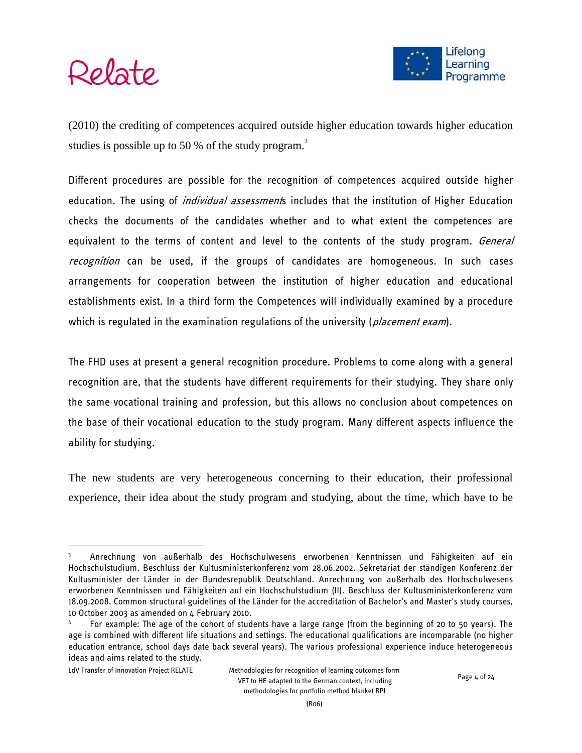(2010) the crediting of competences acquired outside higher education towards higher education studies is possible up to 50 % of the study program.[3]

Different procedures are possible for the recognition of competences acquired outside higher education. The using of *individual assessments* includes that the institution of Higher Education checks the documents of the candidates whether and to what extent the competences are equivalent to the terms of content and level to the contents of the study program. *General recognition* can be used, if the groups of candidates are homogeneous. In such cases arrangements for cooperation between the institution of higher education and educational establishments exist. In a third form the Competences will individually examined by a procedure which is regulated in the examination regulations of the university (*placement exam*).

The FHD uses at present a general recognition procedure. Problems to come along with a general recognition are, that the students have different requirements for their studying. They share only the same vocational training and profession, but this allows no conclusion about competences on the base of their vocational education to the study program. Many different aspects influence the ability for studying.[4]

The new students are very heterogeneous concerning to their education, their professional experience, their idea about the study program and studying, about the time, which have to be

---

[3] Anrechnung von außerhalb des Hochschulwesens erworbenen Kenntnissen und Fähigkeiten auf ein Hochschulstudium. Beschluss der Kultusministerkonferenz vom 28.06.2002. Sekretariat der ständigen Konferenz der Kultusminister der Länder in der Bundesrepublik Deutschland. Anrechnung von außerhalb des Hochschulwesens erworbenen Kenntnissen und Fähigkeiten auf ein Hochschulstudium (II). Beschluss der Kultusministerkonferenz vom 18.09.2008. Common structural guidelines of the Länder for the accreditation of Bachelor's and Master's study courses, 10 October 2003 as amended on 4 February 2010.

[4] For example: The age of the cohort of students have a large range (from the beginning of 20 to 50 years). The age is combined with different life situations and settings. The educational qualifications are incomparable (no higher education entrance, school days date back several years). The various professional experience induce heterogeneous ideas and aims related to the study.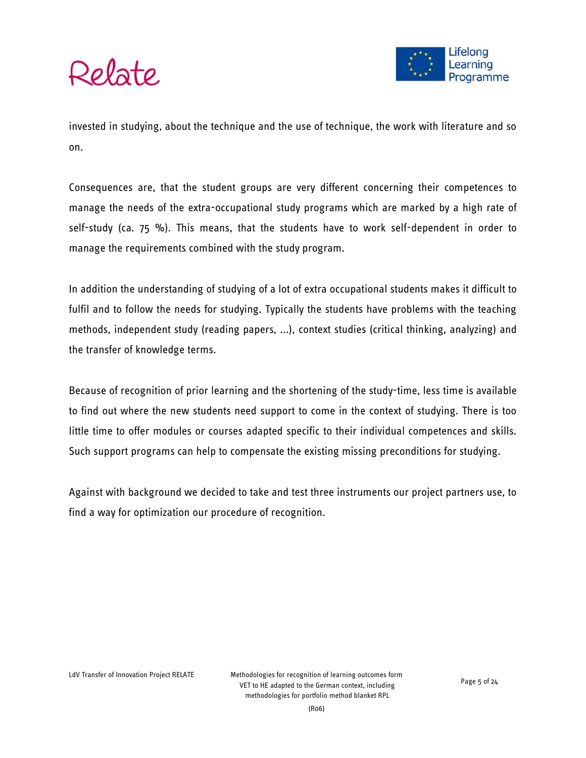invested in studying, about the technique and the use of technique, the work with literature and so on.

Consequences are, that the student groups are very different concerning their competences to manage the needs of the extra-occupational study programs which are marked by a high rate of self-study (ca. 75 %). This means, that the students have to work self-dependent in order to manage the requirements combined with the study program.

In addition the understanding of studying of a lot of extra occupational students makes it difficult to fulfil and to follow the needs for studying. Typically the students have problems with the teaching methods, independent study (reading papers, ...), context studies (critical thinking, analyzing) and the transfer of knowledge terms.

Because of recognition of prior learning and the shortening of the study-time, less time is available to find out where the new students need support to come in the context of studying. There is too little time to offer modules or courses adapted specific to their individual competences and skills. Such support programs can help to compensate the existing missing preconditions for studying.

Against with background we decided to take and test three instruments our project partners use, to find a way for optimization our procedure of recognition.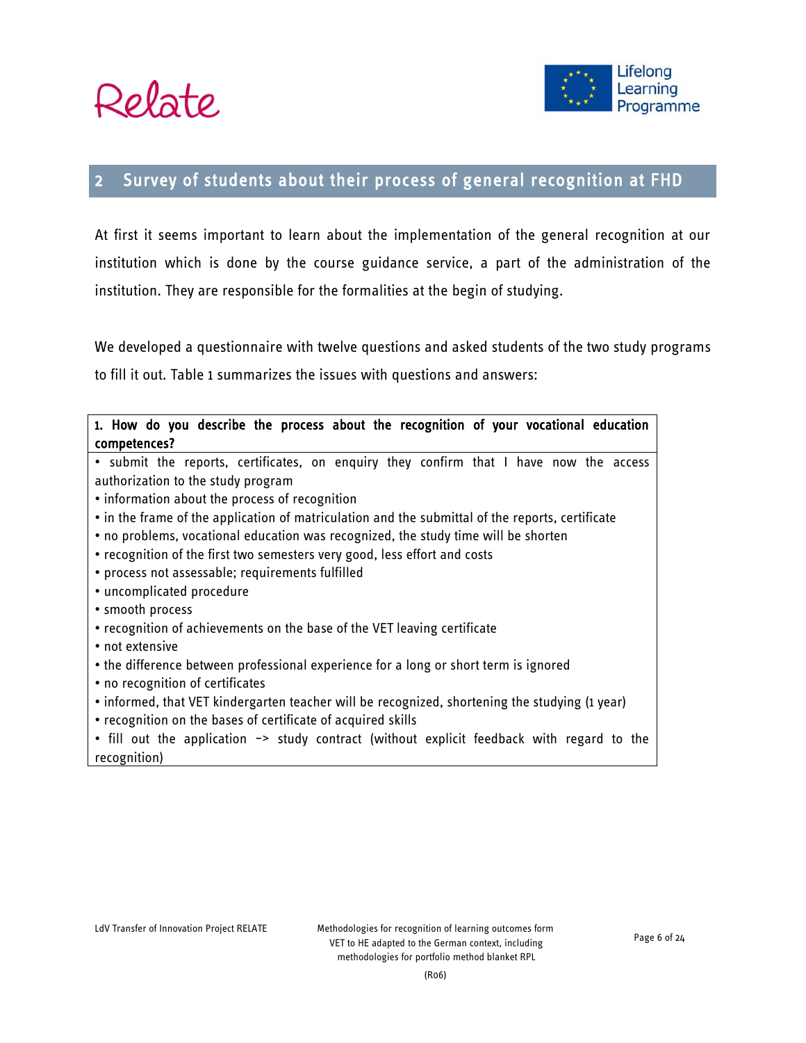## 2 Survey of students about their process of general recognition at FHD

At first it seems important to learn about the implementation of the general recognition at our institution which is done by the course guidance service, a part of the administration of the institution. They are responsible for the formalities at the begin of studying.

We developed a questionnaire with twelve questions and asked students of the two study programs to fill it out. Table 1 summarizes the issues with questions and answers:

| **1. How do you describe the process about the recognition of your vocational education competences?** |
|---|
| • submit the reports, certificates, on enquiry they confirm that I have now the access authorization to the study program<br>• information about the process of recognition<br>• in the frame of the application of matriculation and the submittal of the reports, certificate<br>• no problems, vocational education was recognized, the study time will be shorten<br>• recognition of the first two semesters very good, less effort and costs<br>• process not assessable; requirements fulfilled<br>• uncomplicated procedure<br>• smooth process<br>• recognition of achievements on the base of the VET leaving certificate<br>• not extensive<br>• the difference between professional experience for a long or short term is ignored<br>• no recognition of certificates<br>• informed, that VET kindergarten teacher will be recognized, shortening the studying (1 year)<br>• recognition on the bases of certificate of acquired skills<br>• fill out the application -> study contract (without explicit feedback with regard to the recognition) |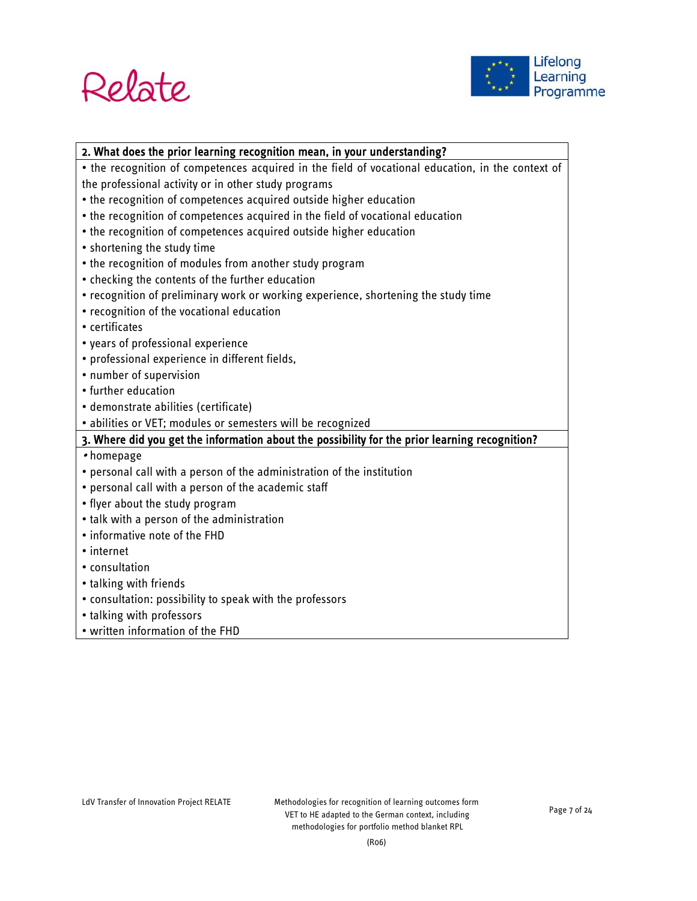**2. What does the prior learning recognition mean, in your understanding?**

- the recognition of competences acquired in the field of vocational education, in the context of the professional activity or in other study programs
- the recognition of competences acquired outside higher education
- the recognition of competences acquired in the field of vocational education
- the recognition of competences acquired outside higher education
- shortening the study time
- the recognition of modules from another study program
- checking the contents of the further education
- recognition of preliminary work or working experience, shortening the study time
- recognition of the vocational education
- certificates
- years of professional experience
- professional experience in different fields,
- number of supervision
- further education
- demonstrate abilities (certificate)
- abilities or VET; modules or semesters will be recognized

**3. Where did you get the information about the possibility for the prior learning recognition?**

- homepage
- personal call with a person of the administration of the institution
- personal call with a person of the academic staff
- flyer about the study program
- talk with a person of the administration
- informative note of the FHD
- internet
- consultation
- talking with friends
- consultation: possibility to speak with the professors
- talking with professors
- written information of the FHD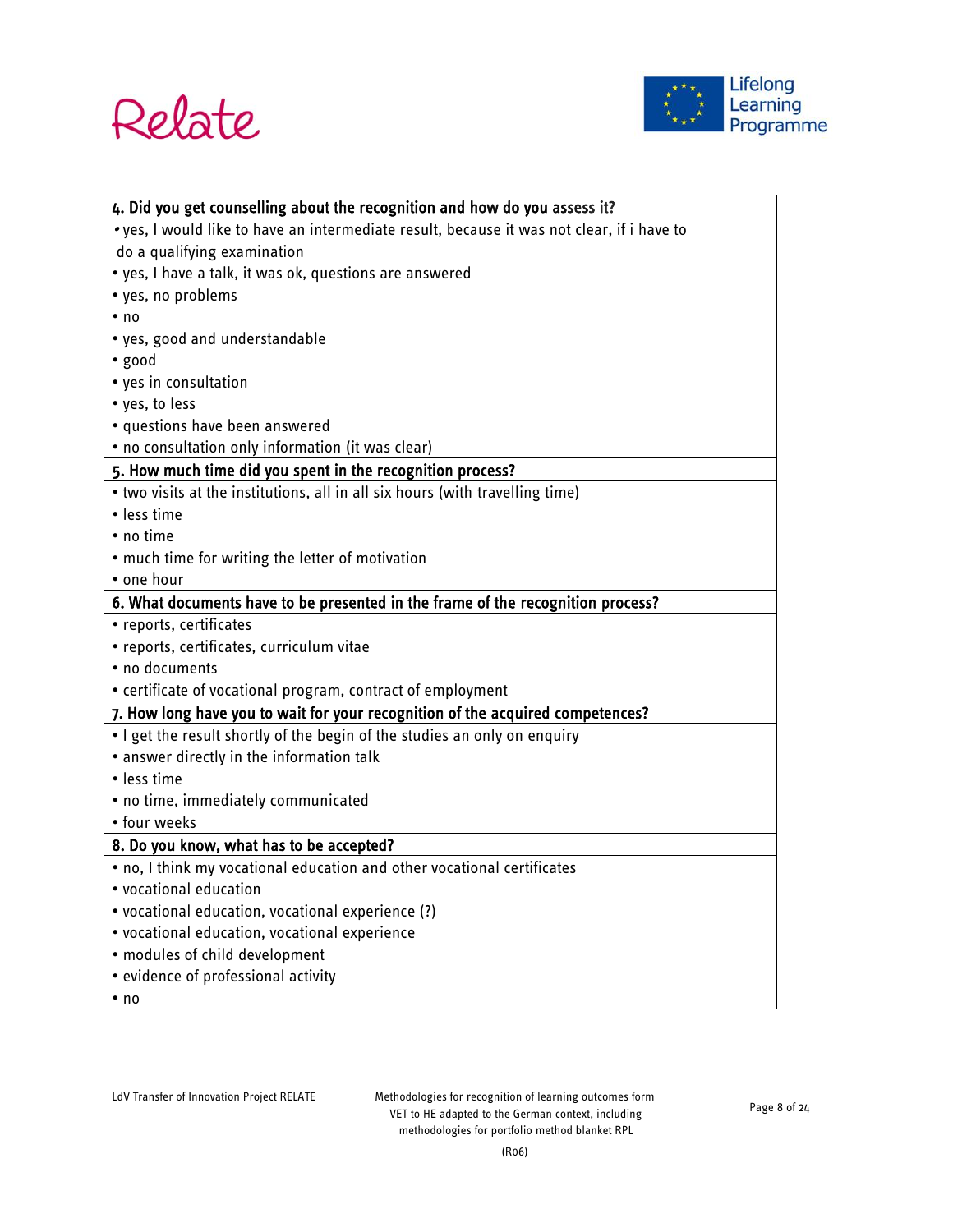| 4. Did you get counselling about the recognition and how do you assess it? |
|---|
| • yes, I would like to have an intermediate result, because it was not clear, if i have to do a qualifying examination<br>• yes, I have a talk, it was ok, questions are answered<br>• yes, no problems<br>• no<br>• yes, good and understandable<br>• good<br>• yes in consultation<br>• yes, to less<br>• questions have been answered<br>• no consultation only information (it was clear) |
| **5. How much time did you spent in the recognition process?** |
| • two visits at the institutions, all in all six hours (with travelling time)<br>• less time<br>• no time<br>• much time for writing the letter of motivation<br>• one hour |
| **6. What documents have to be presented in the frame of the recognition process?** |
| • reports, certificates<br>• reports, certificates, curriculum vitae<br>• no documents<br>• certificate of vocational program, contract of employment |
| **7. How long have you to wait for your recognition of the acquired competences?** |
| • I get the result shortly of the begin of the studies an only on enquiry<br>• answer directly in the information talk<br>• less time<br>• no time, immediately communicated<br>• four weeks |
| **8. Do you know, what has to be accepted?** |
| • no, I think my vocational education and other vocational certificates<br>• vocational education<br>• vocational education, vocational experience (?)<br>• vocational education, vocational experience<br>• modules of child development<br>• evidence of professional activity<br>• no |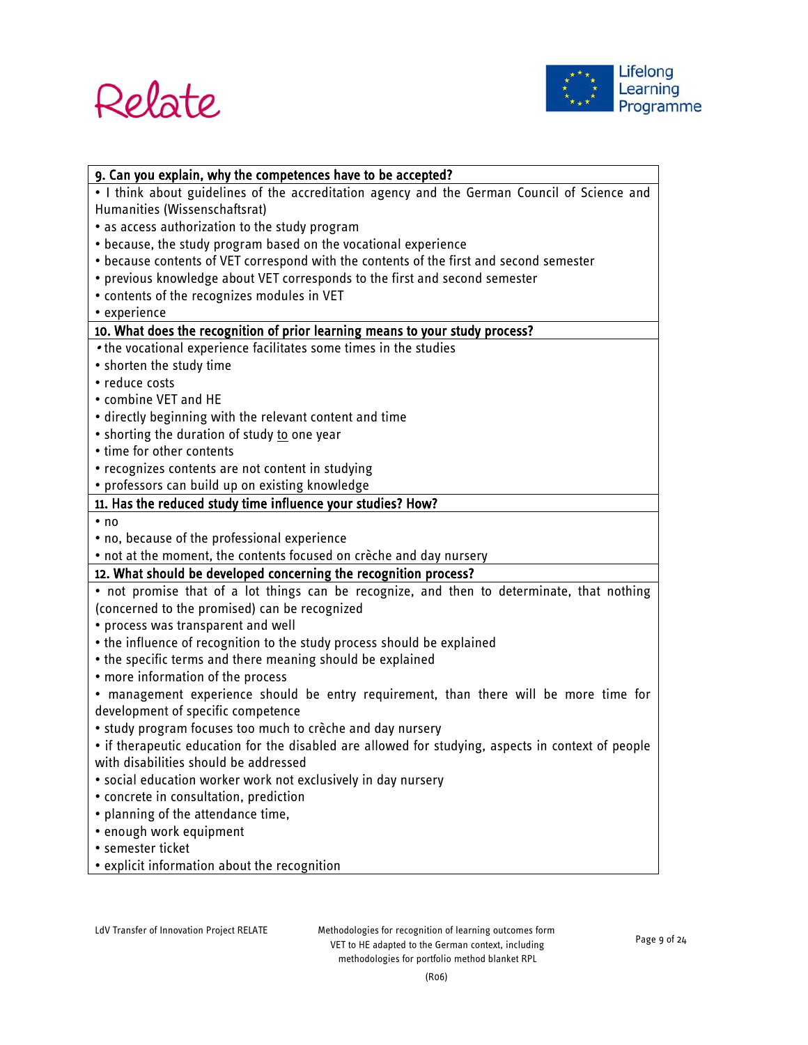| 9. Can you explain, why the competences have to be accepted? |
|---|
| • I think about guidelines of the accreditation agency and the German Council of Science and Humanities (Wissenschaftsrat)<br>• as access authorization to the study program<br>• because, the study program based on the vocational experience<br>• because contents of VET correspond with the contents of the first and second semester<br>• previous knowledge about VET corresponds to the first and second semester<br>• contents of the recognizes modules in VET<br>• experience |
| **10. What does the recognition of prior learning means to your study process?** |
| • the vocational experience facilitates some times in the studies<br>• shorten the study time<br>• reduce costs<br>• combine VET and HE<br>• directly beginning with the relevant content and time<br>• shorting the duration of study <u>to</u> one year<br>• time for other contents<br>• recognizes contents are not content in studying<br>• professors can build up on existing knowledge |
| **11. Has the reduced study time influence your studies? How?** |
| • no<br>• no, because of the professional experience<br>• not at the moment, the contents focused on crèche and day nursery |
| **12. What should be developed concerning the recognition process?** |
| • not promise that of a lot things can be recognize, and then to determinate, that nothing (concerned to the promised) can be recognized<br>• process was transparent and well<br>• the influence of recognition to the study process should be explained<br>• the specific terms and there meaning should be explained<br>• more information of the process<br>• management experience should be entry requirement, than there will be more time for development of specific competence<br>• study program focuses too much to crèche and day nursery<br>• if therapeutic education for the disabled are allowed for studying, aspects in context of people with disabilities should be addressed<br>• social education worker work not exclusively in day nursery<br>• concrete in consultation, prediction<br>• planning of the attendance time,<br>• enough work equipment<br>• semester ticket<br>• explicit information about the recognition |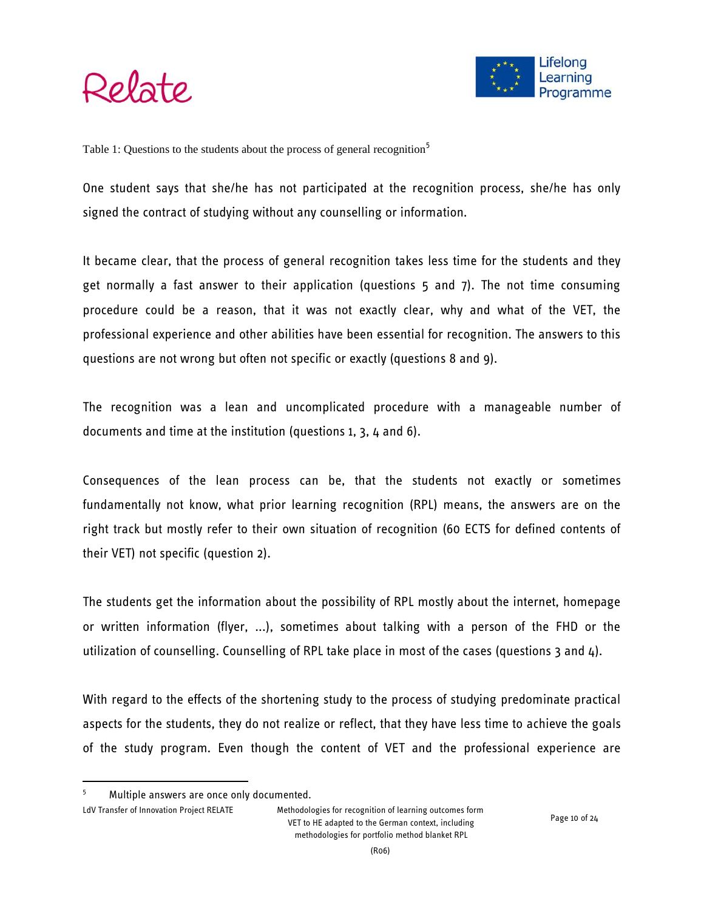Table 1: Questions to the students about the process of general recognition[5]

One student says that she/he has not participated at the recognition process, she/he has only signed the contract of studying without any counselling or information.

It became clear, that the process of general recognition takes less time for the students and they get normally a fast answer to their application (questions 5 and 7). The not time consuming procedure could be a reason, that it was not exactly clear, why and what of the VET, the professional experience and other abilities have been essential for recognition. The answers to this questions are not wrong but often not specific or exactly (questions 8 and 9).

The recognition was a lean and uncomplicated procedure with a manageable number of documents and time at the institution (questions 1, 3, 4 and 6).

Consequences of the lean process can be, that the students not exactly or sometimes fundamentally not know, what prior learning recognition (RPL) means, the answers are on the right track but mostly refer to their own situation of recognition (60 ECTS for defined contents of their VET) not specific (question 2).

The students get the information about the possibility of RPL mostly about the internet, homepage or written information (flyer, ...), sometimes about talking with a person of the FHD or the utilization of counselling. Counselling of RPL take place in most of the cases (questions 3 and 4).

With regard to the effects of the shortening study to the process of studying predominate practical aspects for the students, they do not realize or reflect, that they have less time to achieve the goals of the study program. Even though the content of VET and the professional experience are

[5] Multiple answers are once only documented.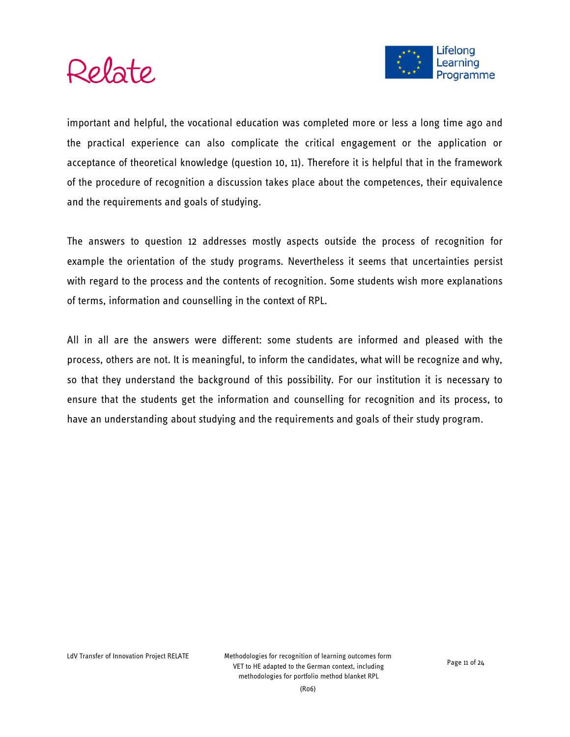important and helpful, the vocational education was completed more or less a long time ago and the practical experience can also complicate the critical engagement or the application or acceptance of theoretical knowledge (question 10, 11). Therefore it is helpful that in the framework of the procedure of recognition a discussion takes place about the competences, their equivalence and the requirements and goals of studying.

The answers to question 12 addresses mostly aspects outside the process of recognition for example the orientation of the study programs. Nevertheless it seems that uncertainties persist with regard to the process and the contents of recognition. Some students wish more explanations of terms, information and counselling in the context of RPL.

All in all are the answers were different: some students are informed and pleased with the process, others are not. It is meaningful, to inform the candidates, what will be recognize and why, so that they understand the background of this possibility. For our institution it is necessary to ensure that the students get the information and counselling for recognition and its process, to have an understanding about studying and the requirements and goals of their study program.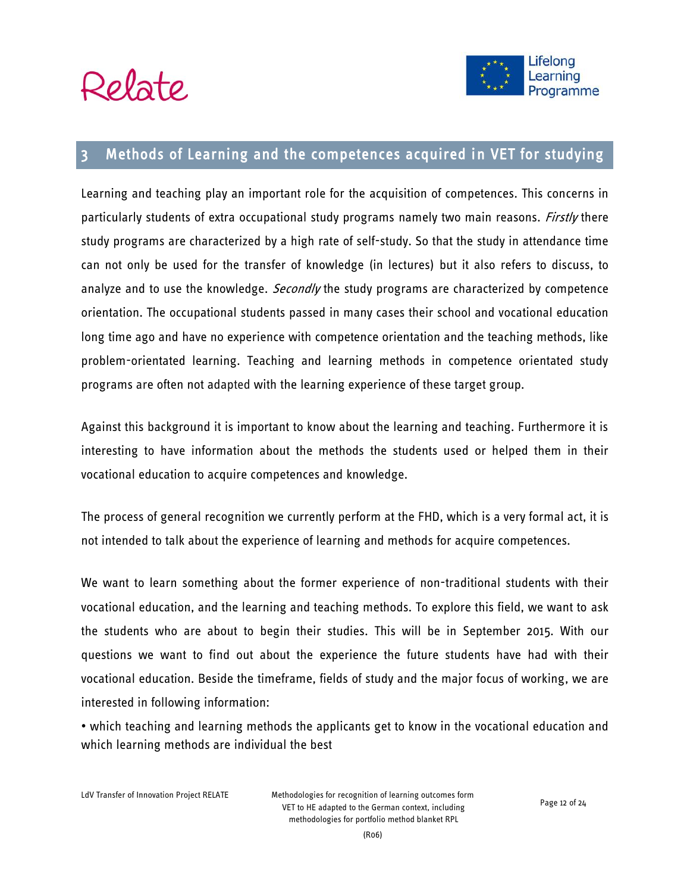# 3 Methods of Learning and the competences acquired in VET for studying

Learning and teaching play an important role for the acquisition of competences. This concerns in particularly students of extra occupational study programs namely two main reasons. *Firstly* there study programs are characterized by a high rate of self-study. So that the study in attendance time can not only be used for the transfer of knowledge (in lectures) but it also refers to discuss, to analyze and to use the knowledge. *Secondly* the study programs are characterized by competence orientation. The occupational students passed in many cases their school and vocational education long time ago and have no experience with competence orientation and the teaching methods, like problem-orientated learning. Teaching and learning methods in competence orientated study programs are often not adapted with the learning experience of these target group.

Against this background it is important to know about the learning and teaching. Furthermore it is interesting to have information about the methods the students used or helped them in their vocational education to acquire competences and knowledge.

The process of general recognition we currently perform at the FHD, which is a very formal act, it is not intended to talk about the experience of learning and methods for acquire competences.

We want to learn something about the former experience of non-traditional students with their vocational education, and the learning and teaching methods. To explore this field, we want to ask the students who are about to begin their studies. This will be in September 2015. With our questions we want to find out about the experience the future students have had with their vocational education. Beside the timeframe, fields of study and the major focus of working, we are interested in following information:

- which teaching and learning methods the applicants get to know in the vocational education and which learning methods are individual the best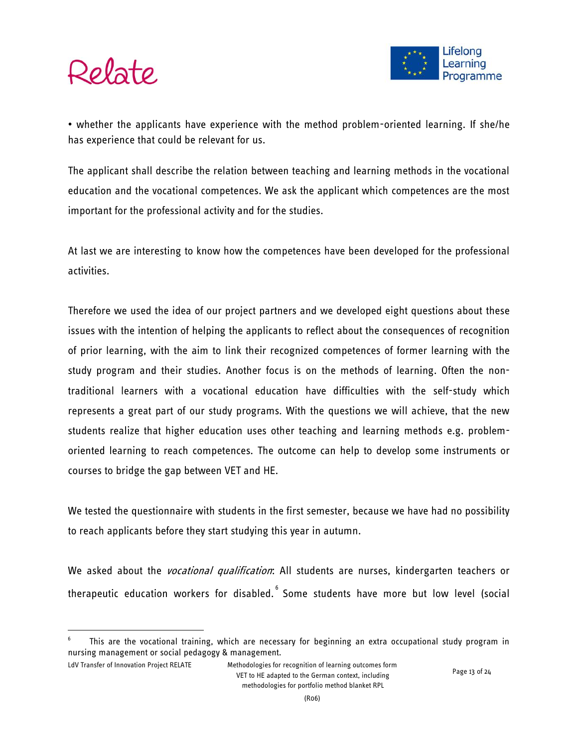• whether the applicants have experience with the method problem-oriented learning. If she/he has experience that could be relevant for us.

The applicant shall describe the relation between teaching and learning methods in the vocational education and the vocational competences. We ask the applicant which competences are the most important for the professional activity and for the studies.

At last we are interesting to know how the competences have been developed for the professional activities.

Therefore we used the idea of our project partners and we developed eight questions about these issues with the intention of helping the applicants to reflect about the consequences of recognition of prior learning, with the aim to link their recognized competences of former learning with the study program and their studies. Another focus is on the methods of learning. Often the non-traditional learners with a vocational education have difficulties with the self-study which represents a great part of our study programs. With the questions we will achieve, that the new students realize that higher education uses other teaching and learning methods e.g. problem-oriented learning to reach competences. The outcome can help to develop some instruments or courses to bridge the gap between VET and HE.

We tested the questionnaire with students in the first semester, because we have had no possibility to reach applicants before they start studying this year in autumn.

We asked about the *vocational qualification*: All students are nurses, kindergarten teachers or therapeutic education workers for disabled.[6] Some students have more but low level (social

[6] This are the vocational training, which are necessary for beginning an extra occupational study program in nursing management or social pedagogy & management.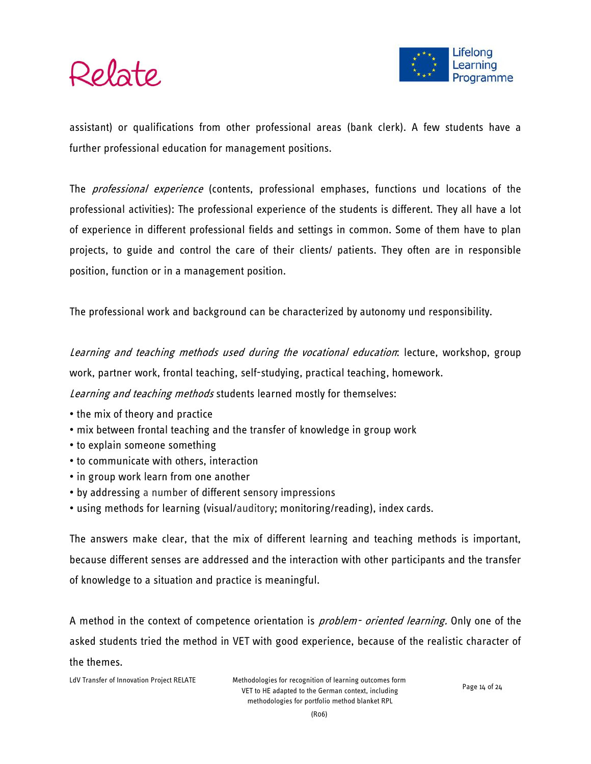assistant) or qualifications from other professional areas (bank clerk). A few students have a further professional education for management positions.

The *professional experience* (contents, professional emphases, functions und locations of the professional activities): The professional experience of the students is different. They all have a lot of experience in different professional fields and settings in common. Some of them have to plan projects, to guide and control the care of their clients/ patients. They often are in responsible position, function or in a management position.

The professional work and background can be characterized by autonomy und responsibility.

*Learning and teaching methods used during the vocational education*: lecture, workshop, group work, partner work, frontal teaching, self-studying, practical teaching, homework.

*Learning and teaching methods* students learned mostly for themselves:

- the mix of theory and practice
- mix between frontal teaching and the transfer of knowledge in group work
- to explain someone something
- to communicate with others, interaction
- in group work learn from one another
- by addressing a number of different sensory impressions
- using methods for learning (visual/auditory; monitoring/reading), index cards.

The answers make clear, that the mix of different learning and teaching methods is important, because different senses are addressed and the interaction with other participants and the transfer of knowledge to a situation and practice is meaningful.

A method in the context of competence orientation is *problem- oriented learning.* Only one of the asked students tried the method in VET with good experience, because of the realistic character of the themes.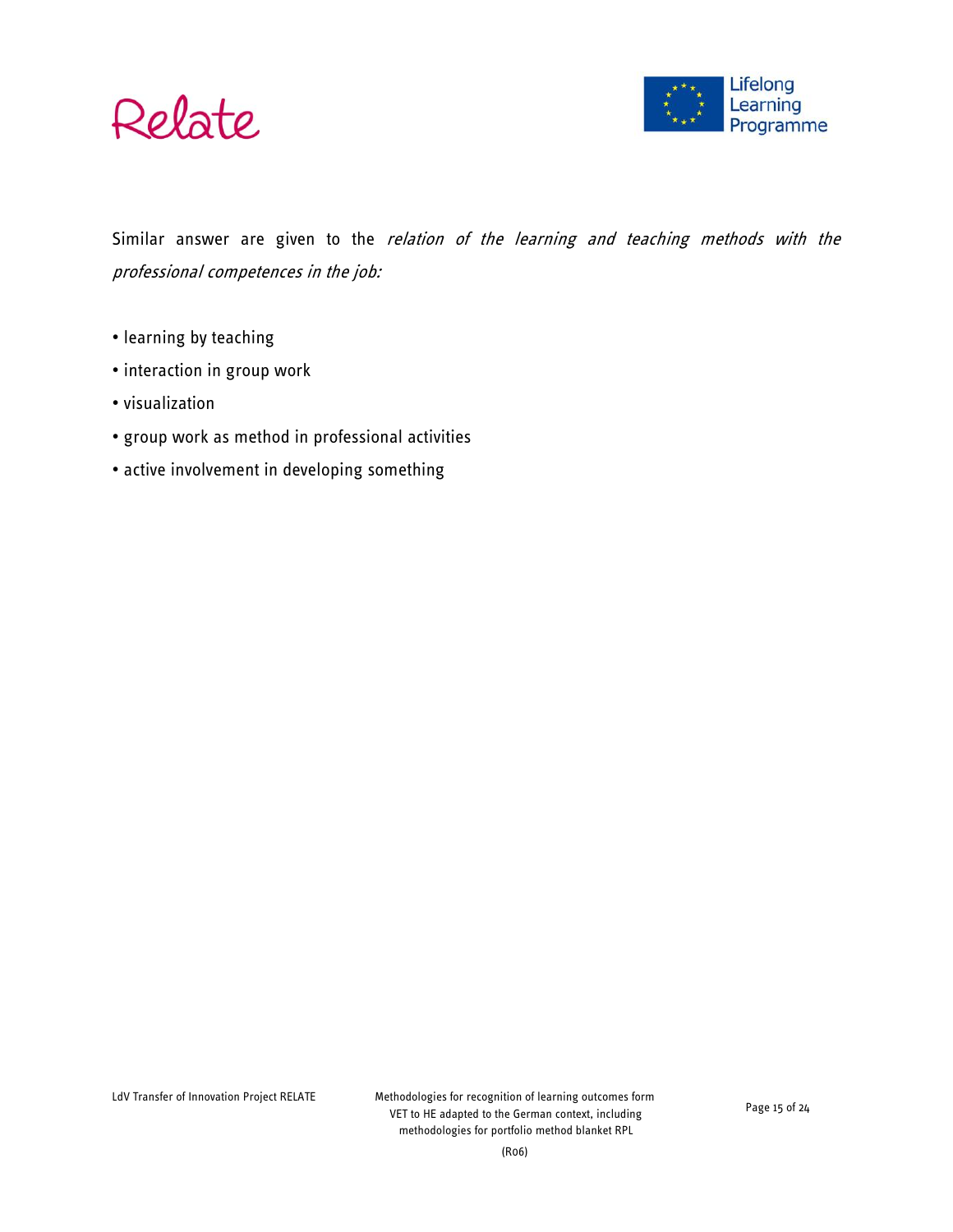Similar answer are given to the *relation of the learning and teaching methods with the professional competences in the job:*

- learning by teaching
- interaction in group work
- visualization
- group work as method in professional activities
- active involvement in developing something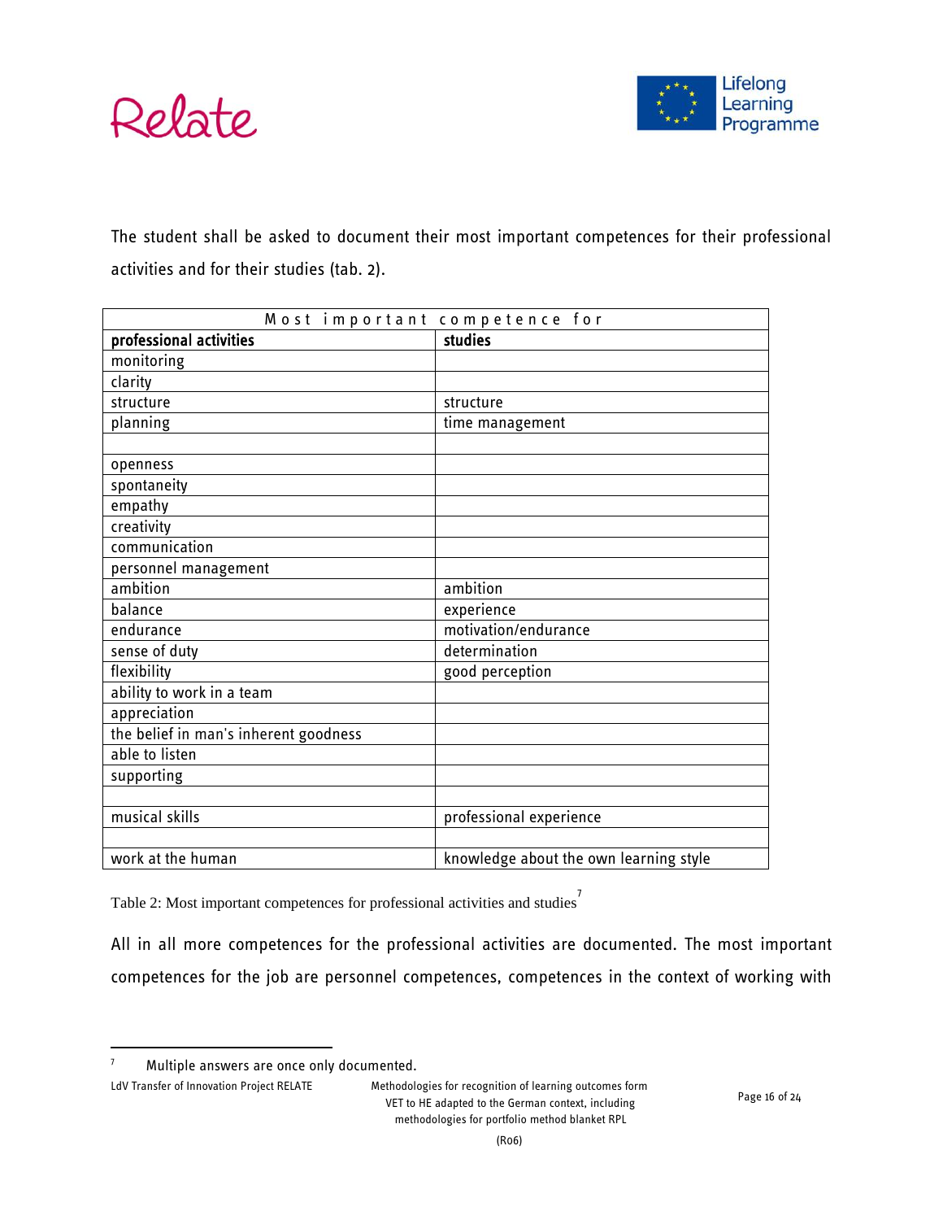The student shall be asked to document their most important competences for their professional activities and for their studies (tab. 2).

| Most important competence for | |
|---|---|
| **professional activities** | **studies** |
| monitoring | |
| clarity | |
| structure | structure |
| planning | time management |
| | |
| openness | |
| spontaneity | |
| empathy | |
| creativity | |
| communication | |
| personnel management | |
| ambition | ambition |
| balance | experience |
| endurance | motivation/endurance |
| sense of duty | determination |
| flexibility | good perception |
| ability to work in a team | |
| appreciation | |
| the belief in man's inherent goodness | |
| able to listen | |
| supporting | |
| | |
| musical skills | professional experience |
| | |
| work at the human | knowledge about the own learning style |

Table 2: Most important competences for professional activities and studies[7]

All in all more competences for the professional activities are documented. The most important competences for the job are personnel competences, competences in the context of working with

[7] Multiple answers are once only documented.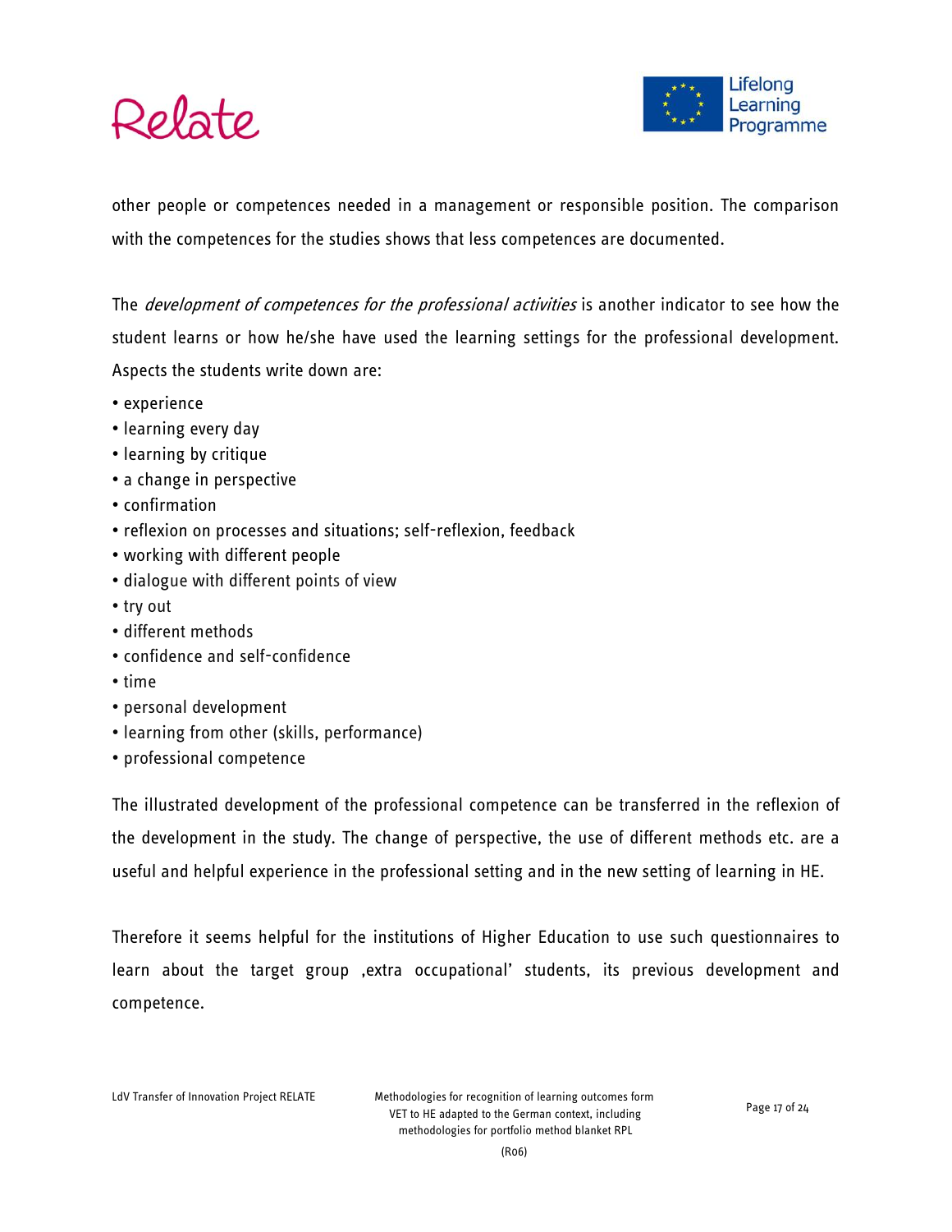other people or competences needed in a management or responsible position. The comparison with the competences for the studies shows that less competences are documented.

The *development of competences for the professional activities* is another indicator to see how the student learns or how he/she have used the learning settings for the professional development. Aspects the students write down are:

- experience
- learning every day
- learning by critique
- a change in perspective
- confirmation
- reflexion on processes and situations; self-reflexion, feedback
- working with different people
- dialogue with different points of view
- try out
- different methods
- confidence and self-confidence
- time
- personal development
- learning from other (skills, performance)
- professional competence

The illustrated development of the professional competence can be transferred in the reflexion of the development in the study. The change of perspective, the use of different methods etc. are a useful and helpful experience in the professional setting and in the new setting of learning in HE.

Therefore it seems helpful for the institutions of Higher Education to use such questionnaires to learn about the target group ‚extra occupational' students, its previous development and competence.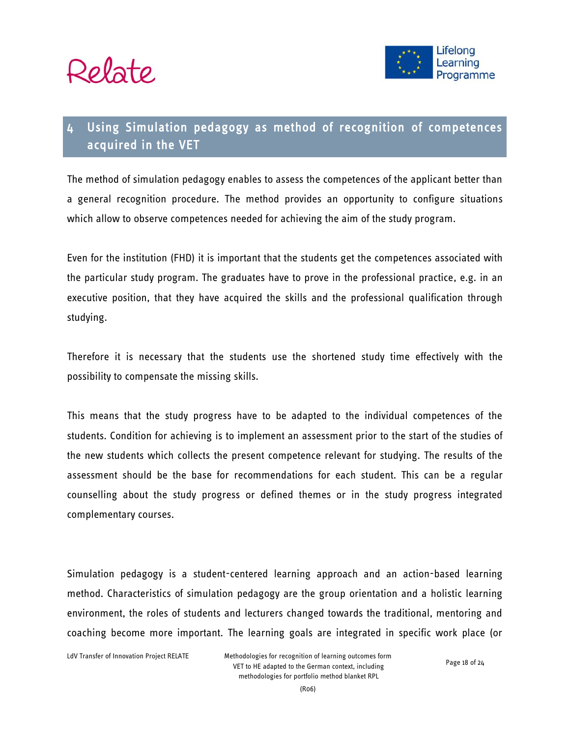# 4 Using Simulation pedagogy as method of recognition of competences acquired in the VET

The method of simulation pedagogy enables to assess the competences of the applicant better than a general recognition procedure. The method provides an opportunity to configure situations which allow to observe competences needed for achieving the aim of the study program.

Even for the institution (FHD) it is important that the students get the competences associated with the particular study program. The graduates have to prove in the professional practice, e.g. in an executive position, that they have acquired the skills and the professional qualification through studying.

Therefore it is necessary that the students use the shortened study time effectively with the possibility to compensate the missing skills.

This means that the study progress have to be adapted to the individual competences of the students. Condition for achieving is to implement an assessment prior to the start of the studies of the new students which collects the present competence relevant for studying. The results of the assessment should be the base for recommendations for each student. This can be a regular counselling about the study progress or defined themes or in the study progress integrated complementary courses.

Simulation pedagogy is a student-centered learning approach and an action-based learning method. Characteristics of simulation pedagogy are the group orientation and a holistic learning environment, the roles of students and lecturers changed towards the traditional, mentoring and coaching become more important. The learning goals are integrated in specific work place (or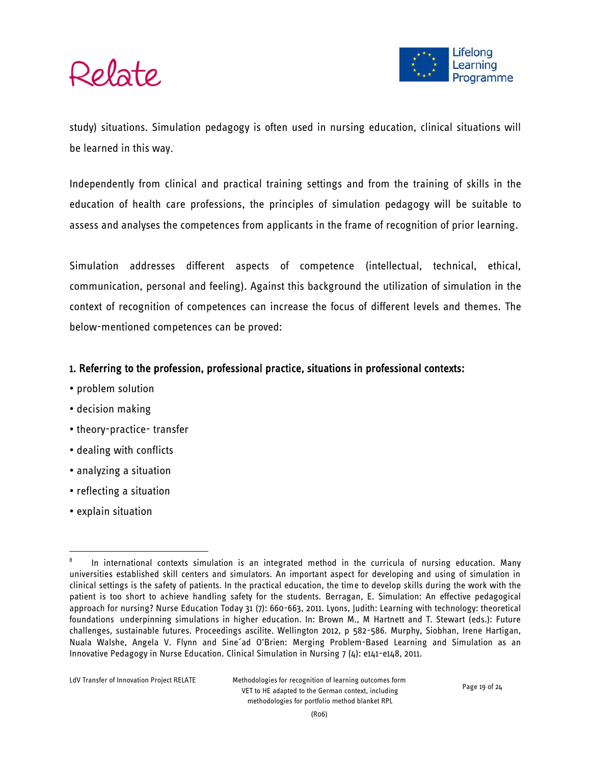study) situations. Simulation pedagogy is often used in nursing education, clinical situations will be learned in this way.[8]

Independently from clinical and practical training settings and from the training of skills in the education of health care professions, the principles of simulation pedagogy will be suitable to assess and analyses the competences from applicants in the frame of recognition of prior learning.

Simulation addresses different aspects of competence (intellectual, technical, ethical, communication, personal and feeling). Against this background the utilization of simulation in the context of recognition of competences can increase the focus of different levels and themes. The below-mentioned competences can be proved:

**1. Referring to the profession, professional practice, situations in professional contexts:**

- problem solution
- decision making
- theory-practice- transfer
- dealing with conflicts
- analyzing a situation
- reflecting a situation
- explain situation

---

[8] In international contexts simulation is an integrated method in the curricula of nursing education. Many universities established skill centers and simulators. An important aspect for developing and using of simulation in clinical settings is the safety of patients. In the practical education, the time to develop skills during the work with the patient is too short to achieve handling safety for the students. Berragan, E. Simulation: An effective pedagogical approach for nursing? Nurse Education Today 31 (7): 660-663, 2011. Lyons, Judith: Learning with technology: theoretical foundations underpinning simulations in higher education. In: Brown M., M Hartnett and T. Stewart (eds.): Future challenges, sustainable futures. Proceedings ascilite. Wellington 2012, p 582-586. Murphy, Siobhan, Irene Hartigan, Nuala Walshe, Angela V. Flynn and Sine´ad O'Brien: Merging Problem-Based Learning and Simulation as an Innovative Pedagogy in Nurse Education. Clinical Simulation in Nursing 7 (4): e141-e148, 2011.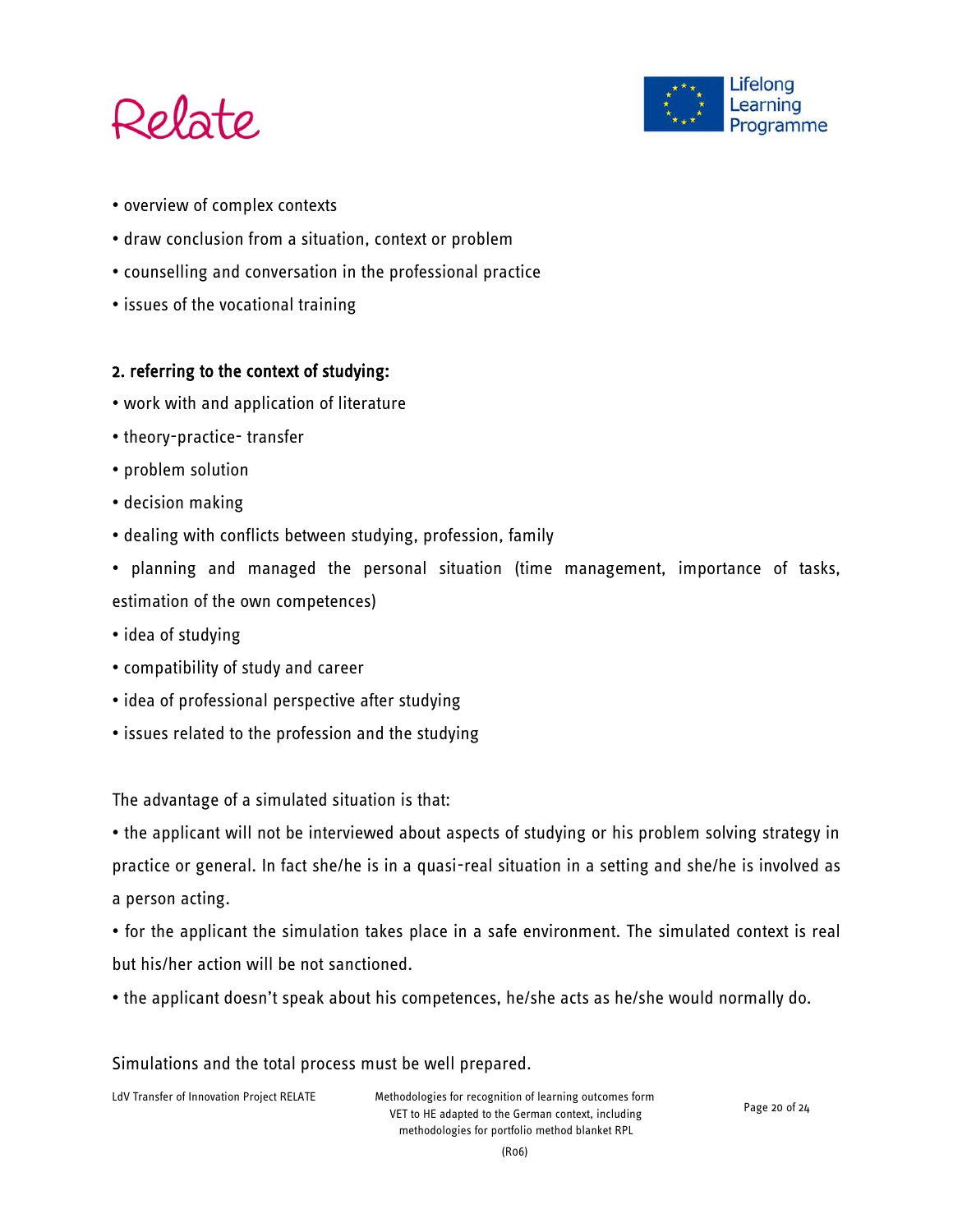- overview of complex contexts
- draw conclusion from a situation, context or problem
- counselling and conversation in the professional practice
- issues of the vocational training

**2. referring to the context of studying:**

- work with and application of literature
- theory-practice- transfer
- problem solution
- decision making
- dealing with conflicts between studying, profession, family
- planning and managed the personal situation (time management, importance of tasks, estimation of the own competences)
- idea of studying
- compatibility of study and career
- idea of professional perspective after studying
- issues related to the profession and the studying

The advantage of a simulated situation is that:

- the applicant will not be interviewed about aspects of studying or his problem solving strategy in practice or general. In fact she/he is in a quasi-real situation in a setting and she/he is involved as a person acting.
- for the applicant the simulation takes place in a safe environment. The simulated context is real but his/her action will be not sanctioned.
- the applicant doesn't speak about his competences, he/she acts as he/she would normally do.

Simulations and the total process must be well prepared.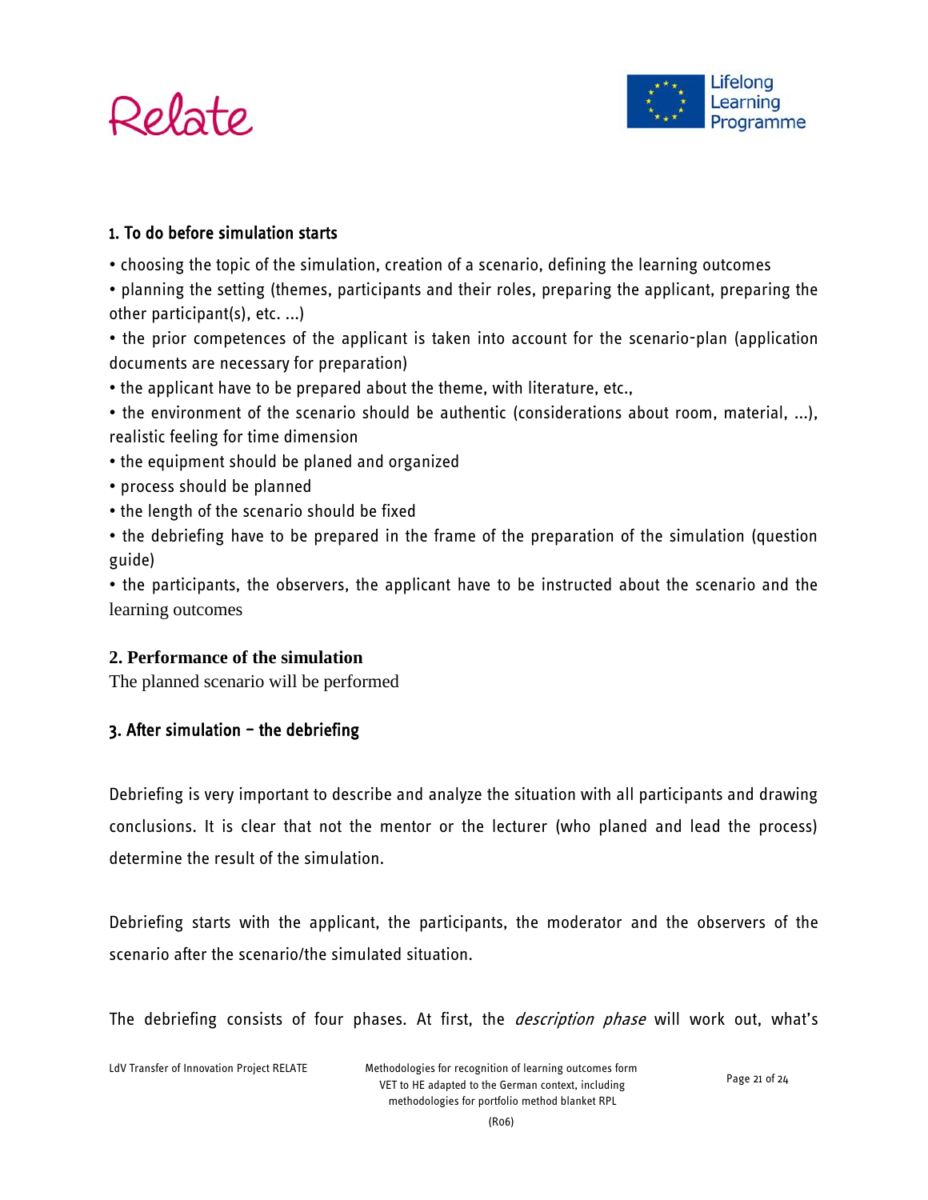### 1. To do before simulation starts

- choosing the topic of the simulation, creation of a scenario, defining the learning outcomes
- planning the setting (themes, participants and their roles, preparing the applicant, preparing the other participant(s), etc. ...)
- the prior competences of the applicant is taken into account for the scenario-plan (application documents are necessary for preparation)
- the applicant have to be prepared about the theme, with literature, etc.,
- the environment of the scenario should be authentic (considerations about room, material, ...), realistic feeling for time dimension
- the equipment should be planed and organized
- process should be planned
- the length of the scenario should be fixed
- the debriefing have to be prepared in the frame of the preparation of the simulation (question guide)
- the participants, the observers, the applicant have to be instructed about the scenario and the learning outcomes

### 2. Performance of the simulation

The planned scenario will be performed

### 3. After simulation – the debriefing

Debriefing is very important to describe and analyze the situation with all participants and drawing conclusions. It is clear that not the mentor or the lecturer (who planed and lead the process) determine the result of the simulation.

Debriefing starts with the applicant, the participants, the moderator and the observers of the scenario after the scenario/the simulated situation.

The debriefing consists of four phases. At first, the *description phase* will work out, what's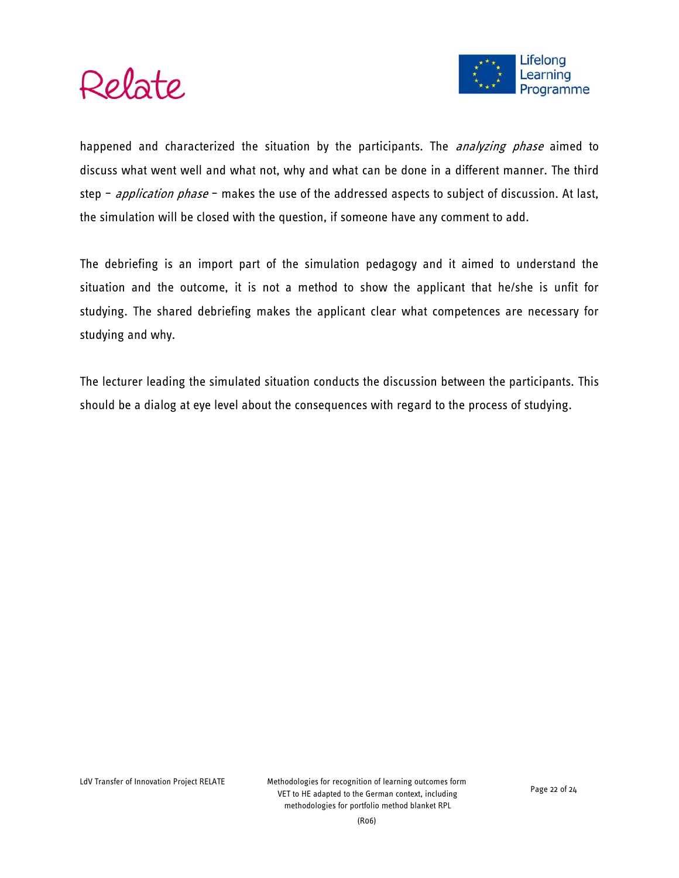happened and characterized the situation by the participants. The *analyzing phase* aimed to discuss what went well and what not, why and what can be done in a different manner. The third step – *application phase* – makes the use of the addressed aspects to subject of discussion. At last, the simulation will be closed with the question, if someone have any comment to add.

The debriefing is an import part of the simulation pedagogy and it aimed to understand the situation and the outcome, it is not a method to show the applicant that he/she is unfit for studying. The shared debriefing makes the applicant clear what competences are necessary for studying and why.

The lecturer leading the simulated situation conducts the discussion between the participants. This should be a dialog at eye level about the consequences with regard to the process of studying.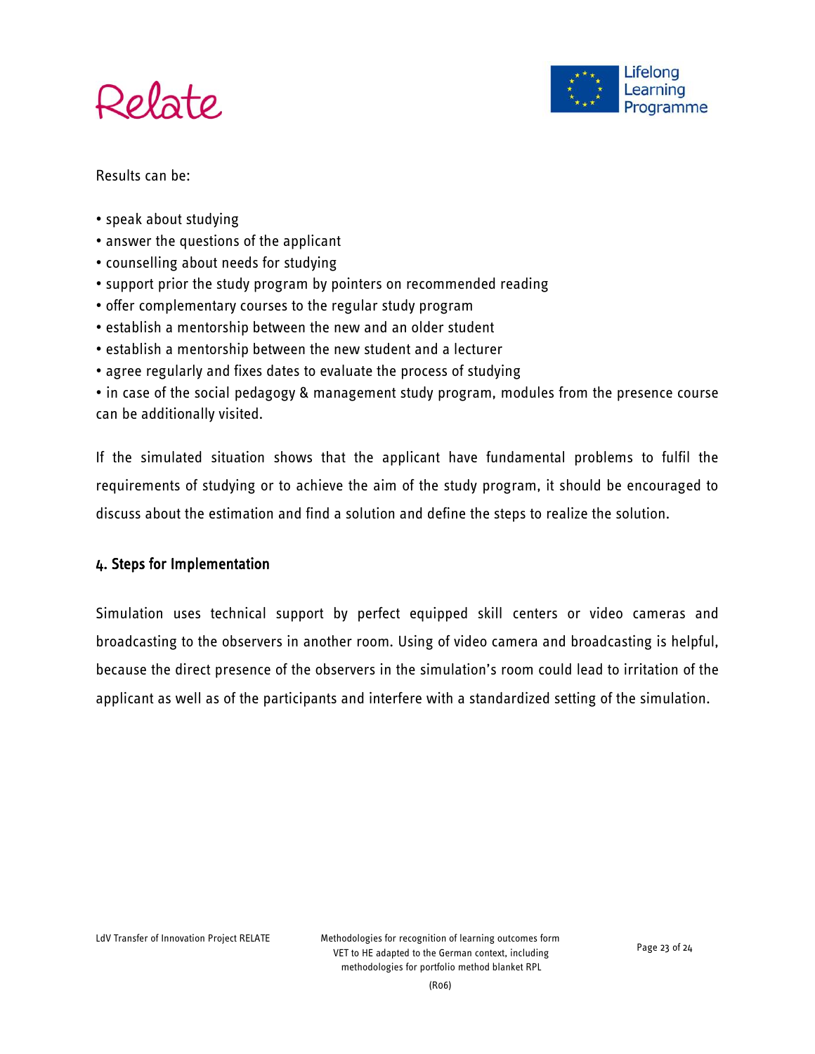Results can be:

- speak about studying
- answer the questions of the applicant
- counselling about needs for studying
- support prior the study program by pointers on recommended reading
- offer complementary courses to the regular study program
- establish a mentorship between the new and an older student
- establish a mentorship between the new student and a lecturer
- agree regularly and fixes dates to evaluate the process of studying
- in case of the social pedagogy & management study program, modules from the presence course can be additionally visited.

If the simulated situation shows that the applicant have fundamental problems to fulfil the requirements of studying or to achieve the aim of the study program, it should be encouraged to discuss about the estimation and find a solution and define the steps to realize the solution.

## 4. Steps for Implementation

Simulation uses technical support by perfect equipped skill centers or video cameras and broadcasting to the observers in another room. Using of video camera and broadcasting is helpful, because the direct presence of the observers in the simulation's room could lead to irritation of the applicant as well as of the participants and interfere with a standardized setting of the simulation.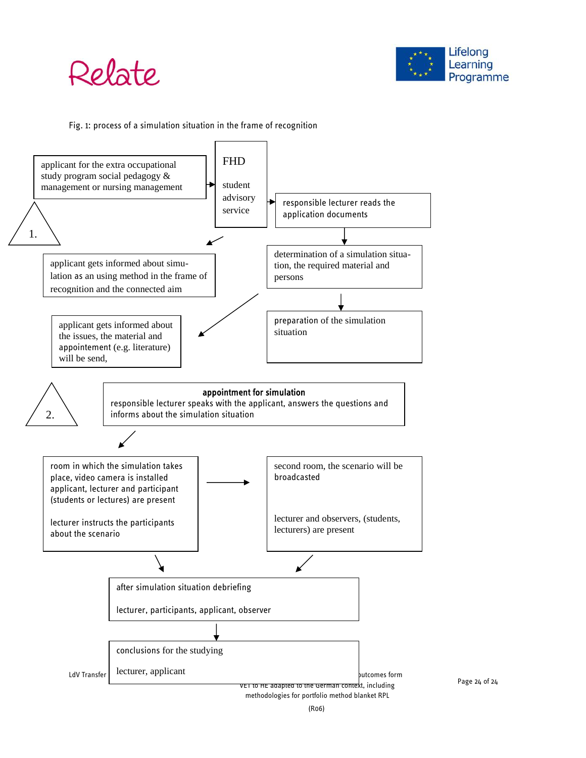Fig. 1: process of a simulation situation in the frame of recognition

applicant for the extra occupational study program social pedagogy & management or nursing management

FHD

student advisory service

responsible lecturer reads the application documents

1.

applicant gets informed about simu-lation as an using method in the frame of recognition and the connected aim

determination of a simulation situa-tion, the required material and persons

applicant gets informed about the issues, the material and appointement (e.g. literature) will be send,

preparation of the simulation situation

2.

**appointment for simulation**

responsible lecturer speaks with the applicant, answers the questions and informs about the simulation situation

room in which the simulation takes place, video camera is installed applicant, lecturer and participant (students or lectures) are present

lecturer instructs the participants about the scenario

second room, the scenario will be broadcasted

lecturer and observers, (students, lecturers) are present

after simulation situation debriefing

lecturer, participants, applicant, observer

conclusions for the studying

lecturer, applicant